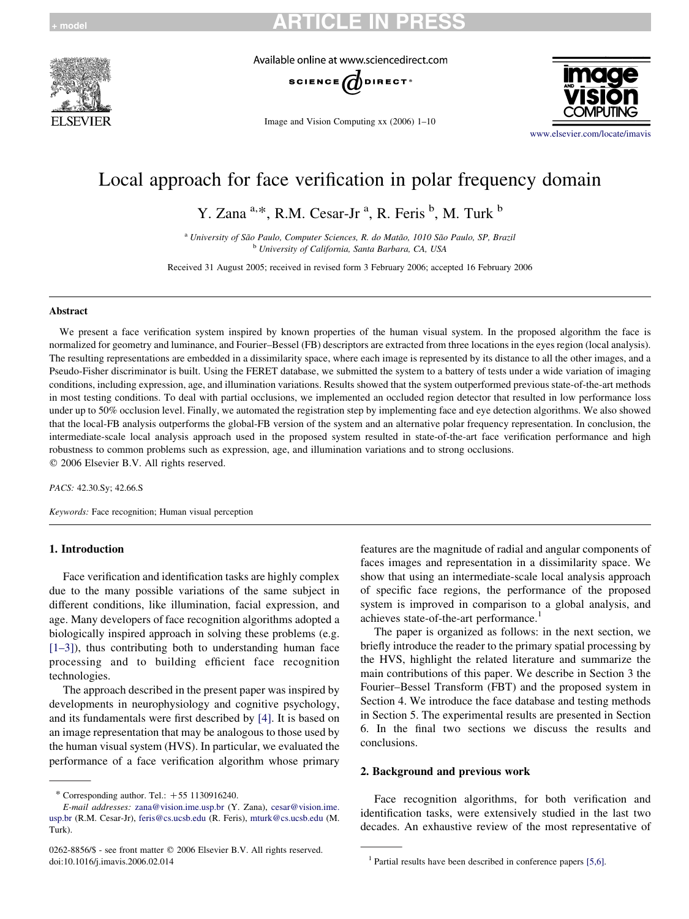# Local approach for face verification in polar frequency domain

Y. Zana [a,*], R.M. Cesar-Jr [a], R. Feris [b], M. Turk [b]

[a] *University of São Paulo, Computer Sciences, R. do Matão, 1010 São Paulo, SP, Brazil*

[b] *University of California, Santa Barbara, CA, USA*

Received 31 August 2005; received in revised form 3 February 2006; accepted 16 February 2006

## Abstract

We present a face verification system inspired by known properties of the human visual system. In the proposed algorithm the face is normalized for geometry and luminance, and Fourier–Bessel (FB) descriptors are extracted from three locations in the eyes region (local analysis). The resulting representations are embedded in a dissimilarity space, where each image is represented by its distance to all the other images, and a Pseudo-Fisher discriminator is built. Using the FERET database, we submitted the system to a battery of tests under a wide variation of imaging conditions, including expression, age, and illumination variations. Results showed that the system outperformed previous state-of-the-art methods in most testing conditions. To deal with partial occlusions, we implemented an occluded region detector that resulted in low performance loss under up to 50% occlusion level. Finally, we automated the registration step by implementing face and eye detection algorithms. We also showed that the local-FB analysis outperforms the global-FB version of the system and an alternative polar frequency representation. In conclusion, the intermediate-scale local analysis approach used in the proposed system resulted in state-of-the-art face verification performance and high robustness to common problems such as expression, age, and illumination variations and to strong occlusions.

© 2006 Elsevier B.V. All rights reserved.

*PACS:* 42.30.Sy; 42.66.S

*Keywords:* Face recognition; Human visual perception

## 1. Introduction

Face verification and identification tasks are highly complex due to the many possible variations of the same subject in different conditions, like illumination, facial expression, and age. Many developers of face recognition algorithms adopted a biologically inspired approach in solving these problems (e.g. [1–3]), thus contributing both to understanding human face processing and to building efficient face recognition technologies.

The approach described in the present paper was inspired by developments in neurophysiology and cognitive psychology, and its fundamentals were first described by [4]. It is based on an image representation that may be analogous to those used by the human visual system (HVS). In particular, we evaluated the performance of a face verification algorithm whose primary features are the magnitude of radial and angular components of faces images and representation in a dissimilarity space. We show that using an intermediate-scale local analysis approach of specific face regions, the performance of the proposed system is improved in comparison to a global analysis, and achieves state-of-the-art performance.[1]

The paper is organized as follows: in the next section, we briefly introduce the reader to the primary spatial processing by the HVS, highlight the related literature and summarize the main contributions of this paper. We describe in Section 3 the Fourier–Bessel Transform (FBT) and the proposed system in Section 4. We introduce the face database and testing methods in Section 5. The experimental results are presented in Section 6. In the final two sections we discuss the results and conclusions.

## 2. Background and previous work

Face recognition algorithms, for both verification and identification tasks, were extensively studied in the last two decades. An exhaustive review of the most representative of

---

\* Corresponding author. Tel.: +55 1130916240.

*E-mail addresses:* zana@vision.ime.usp.br (Y. Zana), cesar@vision.ime.usp.br (R.M. Cesar-Jr), feris@cs.ucsb.edu (R. Feris), mturk@cs.ucsb.edu (M. Turk).

0262-8856/$ - see front matter © 2006 Elsevier B.V. All rights reserved.
doi:10.1016/j.imavis.2006.02.014

[1] Partial results have been described in conference papers [5,6].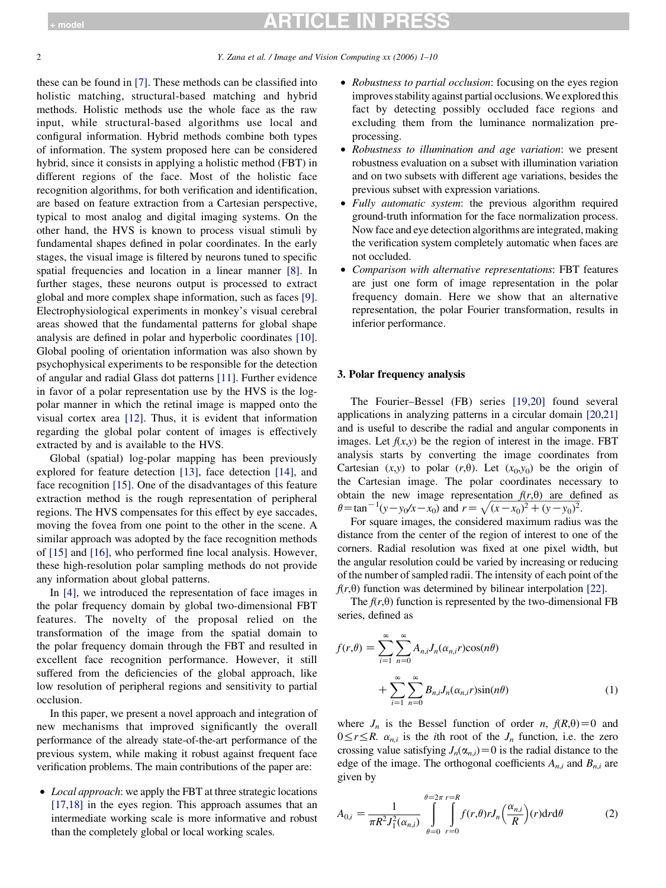these can be found in [7]. These methods can be classified into holistic matching, structural-based matching and hybrid methods. Holistic methods use the whole face as the raw input, while structural-based algorithms use local and configural information. Hybrid methods combine both types of information. The system proposed here can be considered hybrid, since it consists in applying a holistic method (FBT) in different regions of the face. Most of the holistic face recognition algorithms, for both verification and identification, are based on feature extraction from a Cartesian perspective, typical to most analog and digital imaging systems. On the other hand, the HVS is known to process visual stimuli by fundamental shapes defined in polar coordinates. In the early stages, the visual image is filtered by neurons tuned to specific spatial frequencies and location in a linear manner [8]. In further stages, these neurons output is processed to extract global and more complex shape information, such as faces [9]. Electrophysiological experiments in monkey's visual cerebral areas showed that the fundamental patterns for global shape analysis are defined in polar and hyperbolic coordinates [10]. Global pooling of orientation information was also shown by psychophysical experiments to be responsible for the detection of angular and radial Glass dot patterns [11]. Further evidence in favor of a polar representation use by the HVS is the log-polar manner in which the retinal image is mapped onto the visual cortex area [12]. Thus, it is evident that information regarding the global polar content of images is effectively extracted by and is available to the HVS.

Global (spatial) log-polar mapping has been previously explored for feature detection [13], face detection [14], and face recognition [15]. One of the disadvantages of this feature extraction method is the rough representation of peripheral regions. The HVS compensates for this effect by eye saccades, moving the fovea from one point to the other in the scene. A similar approach was adopted by the face recognition methods of [15] and [16], who performed fine local analysis. However, these high-resolution polar sampling methods do not provide any information about global patterns.

In [4], we introduced the representation of face images in the polar frequency domain by global two-dimensional FBT features. The novelty of the proposal relied on the transformation of the image from the spatial domain to the polar frequency domain through the FBT and resulted in excellent face recognition performance. However, it still suffered from the deficiencies of the global approach, like low resolution of peripheral regions and sensitivity to partial occlusion.

In this paper, we present a novel approach and integration of new mechanisms that improved significantly the overall performance of the already state-of-the-art performance of the previous system, while making it robust against frequent face verification problems. The main contributions of the paper are:

- *Local approach*: we apply the FBT at three strategic locations [17,18] in the eyes region. This approach assumes that an intermediate working scale is more informative and robust than the completely global or local working scales.
- *Robustness to partial occlusion*: focusing on the eyes region improves stability against partial occlusions. We explored this fact by detecting possibly occluded face regions and excluding them from the luminance normalization pre-processing.
- *Robustness to illumination and age variation*: we present robustness evaluation on a subset with illumination variation and on two subsets with different age variations, besides the previous subset with expression variations.
- *Fully automatic system*: the previous algorithm required ground-truth information for the face normalization process. Now face and eye detection algorithms are integrated, making the verification system completely automatic when faces are not occluded.
- *Comparison with alternative representations*: FBT features are just one form of image representation in the polar frequency domain. Here we show that an alternative representation, the polar Fourier transformation, results in inferior performance.

## 3. Polar frequency analysis

The Fourier–Bessel (FB) series [19,20] found several applications in analyzing patterns in a circular domain [20,21] and is useful to describe the radial and angular components in images. Let $f(x,y)$ be the region of interest in the image. FBT analysis starts by converting the image coordinates from Cartesian $(x,y)$ to polar $(r,\theta)$. Let $(x_0,y_0)$ be the origin of the Cartesian image. The polar coordinates necessary to obtain the new image representation $f(r,\theta)$ are defined as $\theta=\tan^{-1}(y-y_0/x-x_0)$ and $r=\sqrt{(x-x_0)^2+(y-y_0)^2}$.

For square images, the considered maximum radius was the distance from the center of the region of interest to one of the corners. Radial resolution was fixed at one pixel width, but the angular resolution could be varied by increasing or reducing of the number of sampled radii. The intensity of each point of the $f(r,\theta)$ function was determined by bilinear interpolation [22].

The $f(r,\theta)$ function is represented by the two-dimensional FB series, defined as

$$f(r,\theta)=\sum_{i=1}^{\infty}\sum_{n=0}^{\infty}A_{n,i}J_n(\alpha_{n,i}r)\cos(n\theta)+\sum_{i=1}^{\infty}\sum_{n=0}^{\infty}B_{n,i}J_n(\alpha_{n,i}r)\sin(n\theta) \tag{1}$$

where $J_n$ is the Bessel function of order $n$, $f(R,\theta)=0$ and $0\leq r\leq R$. $\alpha_{n,i}$ is the $i$th root of the $J_n$ function, i.e. the zero crossing value satisfying $J_n(\alpha_{n,i})=0$ is the radial distance to the edge of the image. The orthogonal coefficients $A_{n,i}$ and $B_{n,i}$ are given by

$$A_{0,i}=\frac{1}{\pi R^2 J_1^2(\alpha_{n,i})}\int_{\theta=0}^{\theta=2\pi}\int_{r=0}^{r=R}f(r,\theta)rJ_n\left(\frac{\alpha_{n,i}}{R}\right)(r)\mathrm{d}r\mathrm{d}\theta \tag{2}$$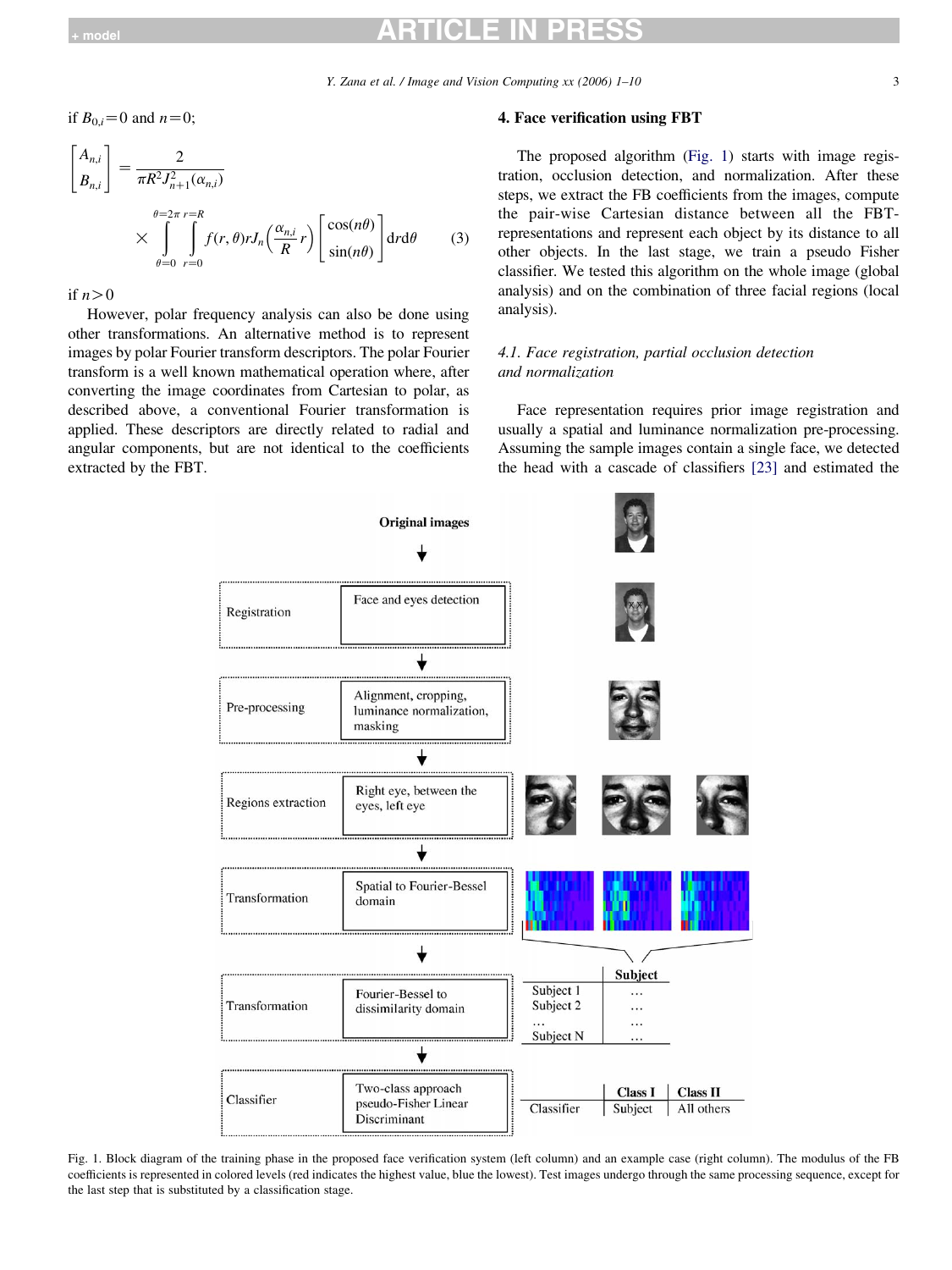if $B_{0,i}=0$ and $n=0$;

$$\begin{bmatrix} A_{n,i} \\ B_{n,i} \end{bmatrix} = \frac{2}{\pi R^2 J_{n+1}^2(\alpha_{n,i})} \times \int_{\theta=0}^{\theta=2\pi} \int_{r=0}^{r=R} f(r,\theta) r J_n\left(\frac{\alpha_{n,i}}{R} r\right) \begin{bmatrix} \cos(n\theta) \\ \sin(n\theta) \end{bmatrix} \mathrm{d}r\mathrm{d}\theta \qquad (3)$$

if $n>0$

However, polar frequency analysis can also be done using other transformations. An alternative method is to represent images by polar Fourier transform descriptors. The polar Fourier transform is a well known mathematical operation where, after converting the image coordinates from Cartesian to polar, as described above, a conventional Fourier transformation is applied. These descriptors are directly related to radial and angular components, but are not identical to the coefficients extracted by the FBT.

## 4. Face verification using FBT

The proposed algorithm (Fig. 1) starts with image registration, occlusion detection, and normalization. After these steps, we extract the FB coefficients from the images, compute the pair-wise Cartesian distance between all the FBT-representations and represent each object by its distance to all other objects. In the last stage, we train a pseudo Fisher classifier. We tested this algorithm on the whole image (global analysis) and on the combination of three facial regions (local analysis).

### *4.1. Face registration, partial occlusion detection and normalization*

Face representation requires prior image registration and usually a spatial and luminance normalization pre-processing. Assuming the sample images contain a single face, we detected the head with a cascade of classifiers [23] and estimated the

Fig. 1. Block diagram of the training phase in the proposed face verification system (left column) and an example case (right column). The modulus of the FB coefficients is represented in colored levels (red indicates the highest value, blue the lowest). Test images undergo through the same processing sequence, except for the last step that is substituted by a classification stage.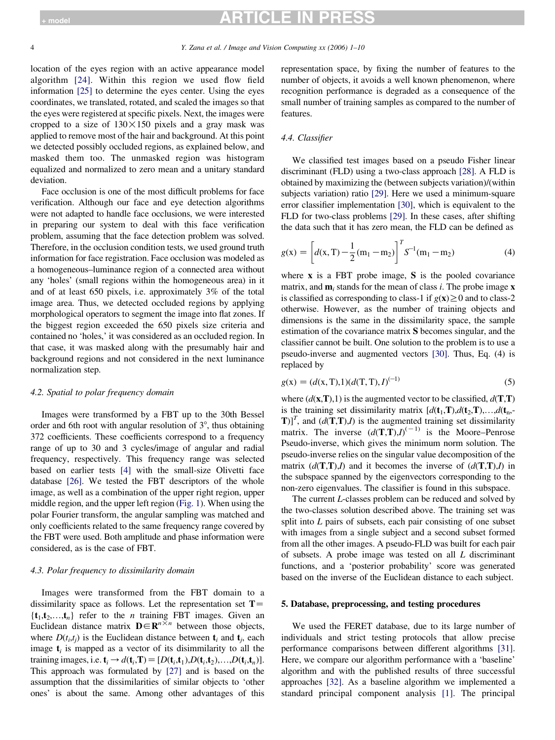location of the eyes region with an active appearance model algorithm [24]. Within this region we used flow field information [25] to determine the eyes center. Using the eyes coordinates, we translated, rotated, and scaled the images so that the eyes were registered at specific pixels. Next, the images were cropped to a size of 130×150 pixels and a gray mask was applied to remove most of the hair and background. At this point we detected possibly occluded regions, as explained below, and masked them too. The unmasked region was histogram equalized and normalized to zero mean and a unitary standard deviation.

Face occlusion is one of the most difficult problems for face verification. Although our face and eye detection algorithms were not adapted to handle face occlusions, we were interested in preparing our system to deal with this face verification problem, assuming that the face detection problem was solved. Therefore, in the occlusion condition tests, we used ground truth information for face registration. Face occlusion was modeled as a homogeneous–luminance region of a connected area without any 'holes' (small regions within the homogeneous area) in it and of at least 650 pixels, i.e. approximately 3% of the total image area. Thus, we detected occluded regions by applying morphological operators to segment the image into flat zones. If the biggest region exceeded the 650 pixels size criteria and contained no 'holes,' it was considered as an occluded region. In that case, it was masked along with the presumably hair and background regions and not considered in the next luminance normalization step.

### 4.2. Spatial to polar frequency domain

Images were transformed by a FBT up to the 30th Bessel order and 6th root with angular resolution of 3°, thus obtaining 372 coefficients. These coefficients correspond to a frequency range of up to 30 and 3 cycles/image of angular and radial frequency, respectively. This frequency range was selected based on earlier tests [4] with the small-size Olivetti face database [26]. We tested the FBT descriptors of the whole image, as well as a combination of the upper right region, upper middle region, and the upper left region (Fig. 1). When using the polar Fourier transform, the angular sampling was matched and only coefficients related to the same frequency range covered by the FBT were used. Both amplitude and phase information were considered, as is the case of FBT.

### 4.3. Polar frequency to dissimilarity domain

Images were transformed from the FBT domain to a dissimilarity space as follows. Let the representation set $\mathbf{T}=\{\mathbf{t}_1,\mathbf{t}_2,\ldots,\mathbf{t}_n\}$ refer to the $n$ training FBT images. Given an Euclidean distance matrix $\mathbf{D}\in\mathbf{R}^{n\times n}$ between those objects, where $D(t_i,t_j)$ is the Euclidean distance between $\mathbf{t}_i$ and $\mathbf{t}_j$, each image $\mathbf{t}_i$ is mapped as a vector of its disimmilarity to all the training images, i.e. $\mathbf{t}_i \rightarrow d(\mathbf{t}_i,\mathbf{T})=[D(\mathbf{t}_i,\mathbf{t}_1),D(\mathbf{t}_i,\mathbf{t}_2),\ldots,D(\mathbf{t}_i,\mathbf{t}_n)]$. This approach was formulated by [27] and is based on the assumption that the dissimilarities of similar objects to 'other ones' is about the same. Among other advantages of this representation space, by fixing the number of features to the number of objects, it avoids a well known phenomenon, where recognition performance is degraded as a consequence of the small number of training samples as compared to the number of features.

### 4.4. Classifier

We classified test images based on a pseudo Fisher linear discriminant (FLD) using a two-class approach [28]. A FLD is obtained by maximizing the (between subjects variation)/(within subjects variation) ratio [29]. Here we used a minimum-square error classifier implementation [30], which is equivalent to the FLD for two-class problems [29]. In these cases, after shifting the data such that it has zero mean, the FLD can be defined as

$$g(\mathrm{x}) = \left[d(\mathrm{x},\mathrm{T})-\frac{1}{2}(\mathrm{m}_1-\mathrm{m}_2)\right]^T S^{-1}(\mathrm{m}_1-\mathrm{m}_2) \tag{4}$$

where $\mathbf{x}$ is a FBT probe image, $\mathbf{S}$ is the pooled covariance matrix, and $\mathbf{m}_i$ stands for the mean of class $i$. The probe image $\mathbf{x}$ is classified as corresponding to class-1 if $g(\mathbf{x})\geq 0$ and to class-2 otherwise. However, as the number of training objects and dimensions is the same in the dissimilarity space, the sample estimation of the covariance matrix $\mathbf{S}$ becomes singular, and the classifier cannot be built. One solution to the problem is to use a pseudo-inverse and augmented vectors [30]. Thus, Eq. (4) is replaced by

$$g(\mathrm{x}) = (d(\mathrm{x},\mathrm{T}),1)(d(\mathrm{T},\mathrm{T}),I)^{(-1)} \tag{5}$$

where $(d(\mathbf{x},\mathbf{T}),1)$ is the augmented vector to be classified, $d(\mathbf{T},\mathbf{T})$ is the training set dissimilarity matrix $[d(\mathbf{t}_1,\mathbf{T}),d(\mathbf{t}_2,\mathbf{T}),\ldots,d(\mathbf{t}_n,\mathbf{T})]^T$, and $(d(\mathbf{T},\mathbf{T}),I)$ is the augmented training set dissimilarity matrix. The inverse $(d(\mathbf{T},\mathbf{T}),I)^{(-1)}$ is the Moore–Penrose Pseudo-inverse, which gives the minimum norm solution. The pseudo-inverse relies on the singular value decomposition of the matrix $(d(\mathbf{T},\mathbf{T}),I)$ and it becomes the inverse of $(d(\mathbf{T},\mathbf{T}),I)$ in the subspace spanned by the eigenvectors corresponding to the non-zero eigenvalues. The classifier is found in this subspace.

The current $L$-classes problem can be reduced and solved by the two-classes solution described above. The training set was split into $L$ pairs of subsets, each pair consisting of one subset with images from a single subject and a second subset formed from all the other images. A pseudo-FLD was built for each pair of subsets. A probe image was tested on all $L$ discriminant functions, and a 'posterior probability' score was generated based on the inverse of the Euclidean distance to each subject.

## 5. Database, preprocessing, and testing procedures

We used the FERET database, due to its large number of individuals and strict testing protocols that allow precise performance comparisons between different algorithms [31]. Here, we compare our algorithm performance with a 'baseline' algorithm and with the published results of three successful approaches [32]. As a baseline algorithm we implemented a standard principal component analysis [1]. The principal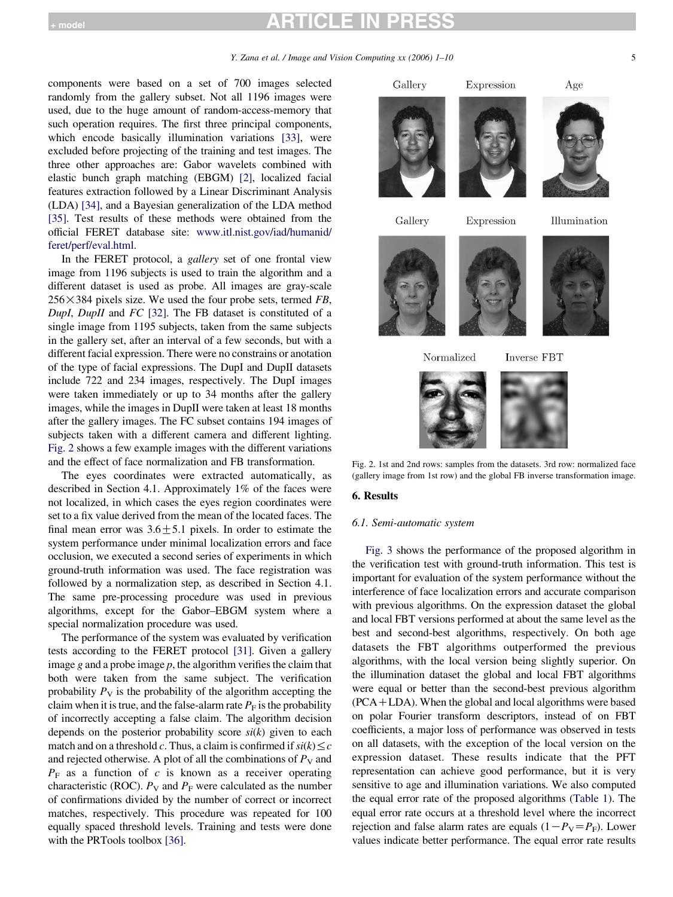components were based on a set of 700 images selected randomly from the gallery subset. Not all 1196 images were used, due to the huge amount of random-access-memory that such operation requires. The first three principal components, which encode basically illumination variations [33], were excluded before projecting of the training and test images. The three other approaches are: Gabor wavelets combined with elastic bunch graph matching (EBGM) [2], localized facial features extraction followed by a Linear Discriminant Analysis (LDA) [34], and a Bayesian generalization of the LDA method [35]. Test results of these methods were obtained from the official FERET database site: www.itl.nist.gov/iad/humanid/feret/perf/eval.html.

In the FERET protocol, a *gallery* set of one frontal view image from 1196 subjects is used to train the algorithm and a different dataset is used as probe. All images are gray-scale $256 \times 384$ pixels size. We used the four probe sets, termed *FB*, *DupI*, *DupII* and *FC* [32]. The FB dataset is constituted of a single image from 1195 subjects, taken from the same subjects in the gallery set, after an interval of a few seconds, but with a different facial expression. There were no constrains or anotation of the type of facial expressions. The DupI and DupII datasets include 722 and 234 images, respectively. The DupI images were taken immediately or up to 34 months after the gallery images, while the images in DupII were taken at least 18 months after the gallery images. The FC subset contains 194 images of subjects taken with a different camera and different lighting. Fig. 2 shows a few example images with the different variations and the effect of face normalization and FB transformation.

The eyes coordinates were extracted automatically, as described in Section 4.1. Approximately 1% of the faces were not localized, in which cases the eyes region coordinates were set to a fix value derived from the mean of the located faces. The final mean error was $3.6 \pm 5.1$ pixels. In order to estimate the system performance under minimal localization errors and face occlusion, we executed a second series of experiments in which ground-truth information was used. The face registration was followed by a normalization step, as described in Section 4.1. The same pre-processing procedure was used in previous algorithms, except for the Gabor–EBGM system where a special normalization procedure was used.

The performance of the system was evaluated by verification tests according to the FERET protocol [31]. Given a gallery image $g$ and a probe image $p$, the algorithm verifies the claim that both were taken from the same subject. The verification probability $P_V$ is the probability of the algorithm accepting the claim when it is true, and the false-alarm rate $P_F$ is the probability of incorrectly accepting a false claim. The algorithm decision depends on the posterior probability score $si(k)$ given to each match and on a threshold $c$. Thus, a claim is confirmed if $si(k) \leq c$ and rejected otherwise. A plot of all the combinations of $P_V$ and $P_F$ as a function of $c$ is known as a receiver operating characteristic (ROC). $P_V$ and $P_F$ were calculated as the number of confirmations divided by the number of correct or incorrect matches, respectively. This procedure was repeated for 100 equally spaced threshold levels. Training and tests were done with the PRTools toolbox [36].

Fig. 2. 1st and 2nd rows: samples from the datasets. 3rd row: normalized face (gallery image from 1st row) and the global FB inverse transformation image.

## 6. Results

### 6.1. Semi-automatic system

Fig. 3 shows the performance of the proposed algorithm in the verification test with ground-truth information. This test is important for evaluation of the system performance without the interference of face localization errors and accurate comparison with previous algorithms. On the expression dataset the global and local FBT versions performed at about the same level as the best and second-best algorithms, respectively. On both age datasets the FBT algorithms outperformed the previous algorithms, with the local version being slightly superior. On the illumination dataset the global and local FBT algorithms were equal or better than the second-best previous algorithm (PCA+LDA). When the global and local algorithms were based on polar Fourier transform descriptors, instead of on FBT coefficients, a major loss of performance was observed in tests on all datasets, with the exception of the local version on the expression dataset. These results indicate that the PFT representation can achieve good performance, but it is very sensitive to age and illumination variations. We also computed the equal error rate of the proposed algorithms (Table 1). The equal error rate occurs at a threshold level where the incorrect rejection and false alarm rates are equals ($1-P_V=P_F$). Lower values indicate better performance. The equal error rate results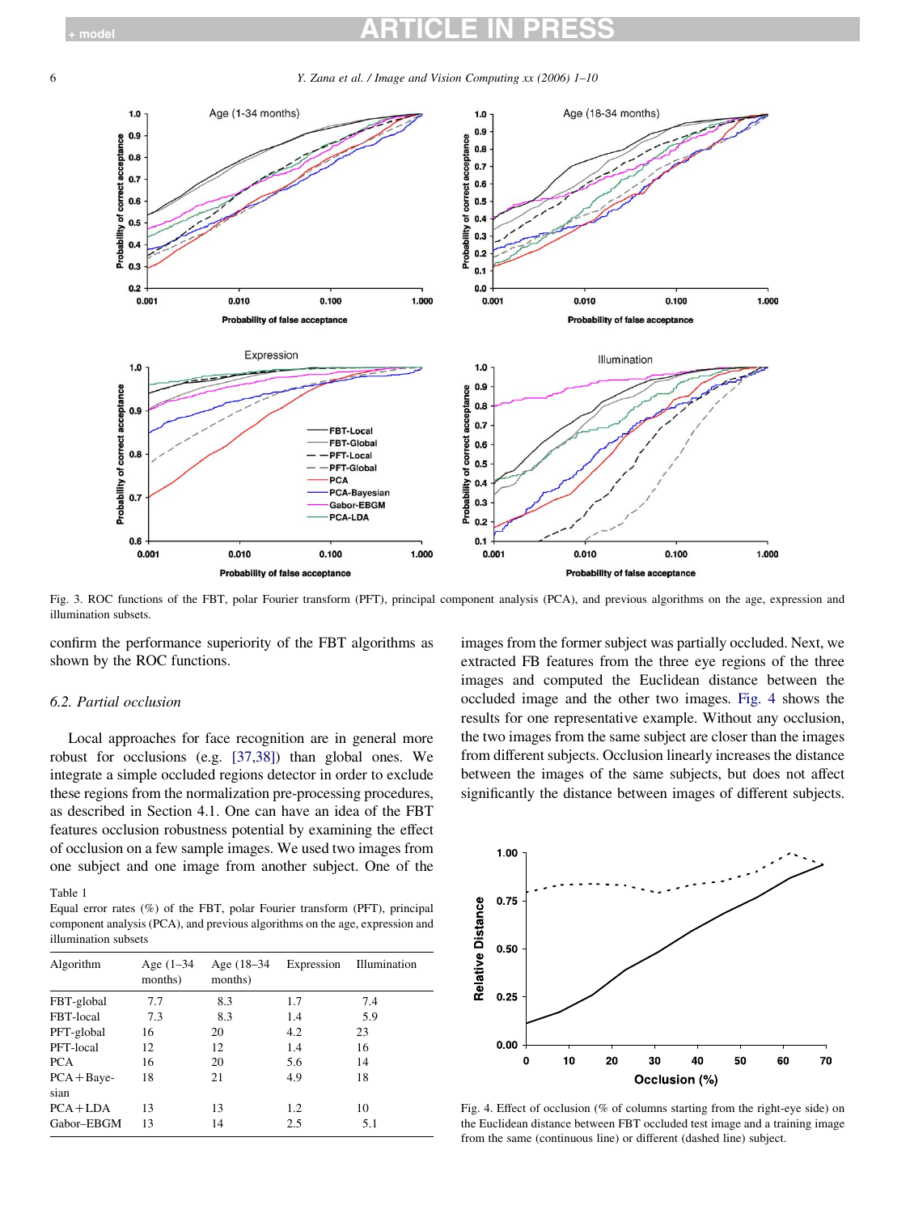Fig. 3. ROC functions of the FBT, polar Fourier transform (PFT), principal component analysis (PCA), and previous algorithms on the age, expression and illumination subsets.

confirm the performance superiority of the FBT algorithms as shown by the ROC functions.

### 6.2. Partial occlusion

Local approaches for face recognition are in general more robust for occlusions (e.g. [37,38]) than global ones. We integrate a simple occluded regions detector in order to exclude these regions from the normalization pre-processing procedures, as described in Section 4.1. One can have an idea of the FBT features occlusion robustness potential by examining the effect of occlusion on a few sample images. We used two images from one subject and one image from another subject. One of the images from the former subject was partially occluded. Next, we extracted FB features from the three eye regions of the three images and computed the Euclidean distance between the occluded image and the other two images. Fig. 4 shows the results for one representative example. Without any occlusion, the two images from the same subject are closer than the images from different subjects. Occlusion linearly increases the distance between the images of the same subjects, but does not affect significantly the distance between images of different subjects.

Table 1
Equal error rates (%) of the FBT, polar Fourier transform (PFT), principal component analysis (PCA), and previous algorithms on the age, expression and illumination subsets

| Algorithm | Age (1–34 months) | Age (18–34 months) | Expression | Illumination |
|---|---|---|---|---|
| FBT-global | 7.7 | 8.3 | 1.7 | 7.4 |
| FBT-local | 7.3 | 8.3 | 1.4 | 5.9 |
| PFT-global | 16 | 20 | 4.2 | 23 |
| PFT-local | 12 | 12 | 1.4 | 16 |
| PCA | 16 | 20 | 5.6 | 14 |
| PCA + Bayesian | 18 | 21 | 4.9 | 18 |
| PCA + LDA | 13 | 13 | 1.2 | 10 |
| Gabor–EBGM | 13 | 14 | 2.5 | 5.1 |

Fig. 4. Effect of occlusion (% of columns starting from the right-eye side) on the Euclidean distance between FBT occluded test image and a training image from the same (continuous line) or different (dashed line) subject.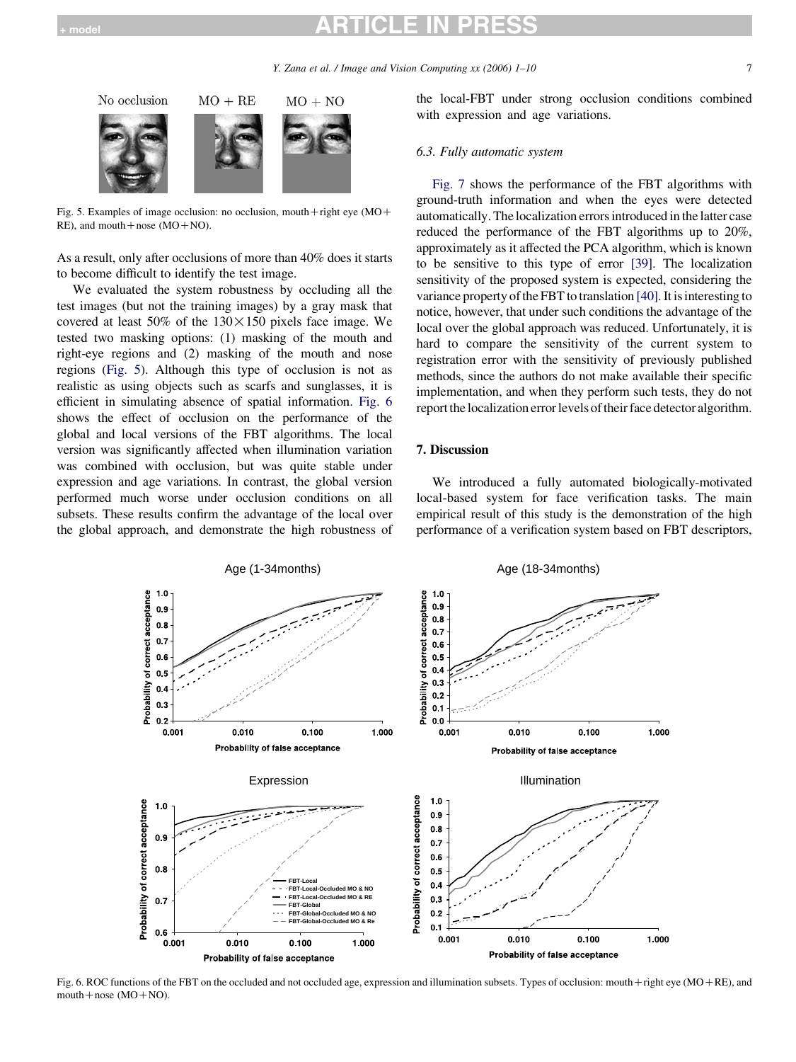Fig. 5. Examples of image occlusion: no occlusion, mouth + right eye (MO + RE), and mouth + nose (MO + NO).

As a result, only after occlusions of more than 40% does it starts to become difficult to identify the test image.

We evaluated the system robustness by occluding all the test images (but not the training images) by a gray mask that covered at least 50% of the $130 \times 150$ pixels face image. We tested two masking options: (1) masking of the mouth and right-eye regions and (2) masking of the mouth and nose regions (Fig. 5). Although this type of occlusion is not as realistic as using objects such as scarfs and sunglasses, it is efficient in simulating absence of spatial information. Fig. 6 shows the effect of occlusion on the performance of the global and local versions of the FBT algorithms. The local version was significantly affected when illumination variation was combined with occlusion, but was quite stable under expression and age variations. In contrast, the global version performed much worse under occlusion conditions on all subsets. These results confirm the advantage of the local over the global approach, and demonstrate the high robustness of the local-FBT under strong occlusion conditions combined with expression and age variations.

### 6.3. Fully automatic system

Fig. 7 shows the performance of the FBT algorithms with ground-truth information and when the eyes were detected automatically. The localization errors introduced in the latter case reduced the performance of the FBT algorithms up to 20%, approximately as it affected the PCA algorithm, which is known to be sensitive to this type of error [39]. The localization sensitivity of the proposed system is expected, considering the variance property of the FBT to translation [40]. It is interesting to notice, however, that under such conditions the advantage of the local over the global approach was reduced. Unfortunately, it is hard to compare the sensitivity of the current system to registration error with the sensitivity of previously published methods, since the authors do not make available their specific implementation, and when they perform such tests, they do not report the localization error levels of their face detector algorithm.

## 7. Discussion

We introduced a fully automated biologically-motivated local-based system for face verification tasks. The main empirical result of this study is the demonstration of the high performance of a verification system based on FBT descriptors,

Fig. 6. ROC functions of the FBT on the occluded and not occluded age, expression and illumination subsets. Types of occlusion: mouth + right eye (MO + RE), and mouth + nose (MO + NO).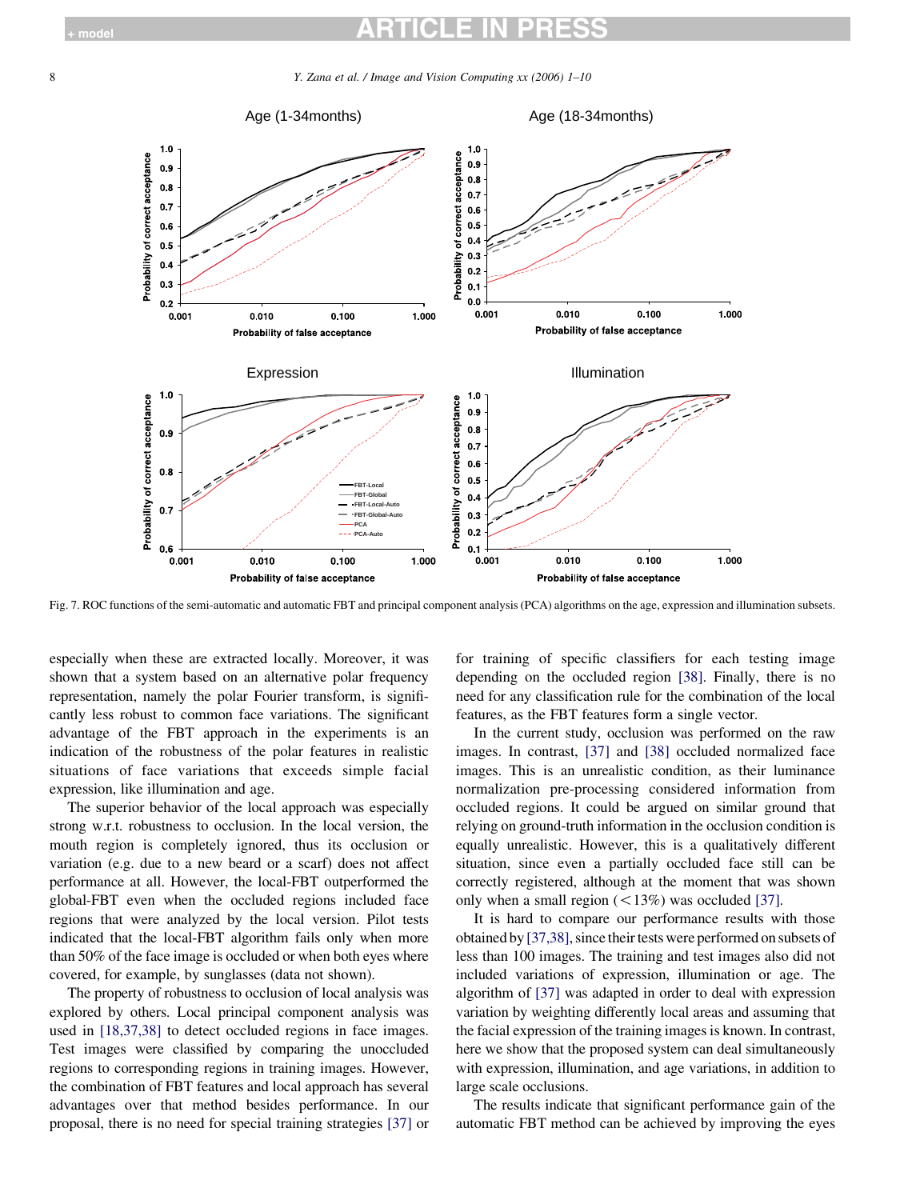Age (1-34months)

Probability of correct acceptance

1.0
0.9
0.8
0.7
0.6
0.5
0.4
0.3
0.2

0.001
0.010
0.100
1.000

Probability of false acceptance

Age (18-34months)

Probability of correct acceptance

1.0
0.9
0.8
0.7
0.6
0.5
0.4
0.3
0.2
0.1
0.0

0.001
0.010
0.100
1.000

Probability of false acceptance

Expression

Probability of correct acceptance

1.0
0.9
0.8
0.7
0.6

0.001
0.010
0.100
1.000

Probability of false acceptance

FBT-Local
FBT-Global
FBT-Local-Auto
FBT-Global-Auto
PCA
PCA-Auto

Illumination

Probability of correct acceptance

1.0
0.9
0.8
0.7
0.6
0.5
0.4
0.3
0.2
0.1

0.001
0.010
0.100
1.000

Probability of false acceptance

Fig. 7. ROC functions of the semi-automatic and automatic FBT and principal component analysis (PCA) algorithms on the age, expression and illumination subsets.

especially when these are extracted locally. Moreover, it was shown that a system based on an alternative polar frequency representation, namely the polar Fourier transform, is significantly less robust to common face variations. The significant advantage of the FBT approach in the experiments is an indication of the robustness of the polar features in realistic situations of face variations that exceeds simple facial expression, like illumination and age.

The superior behavior of the local approach was especially strong w.r.t. robustness to occlusion. In the local version, the mouth region is completely ignored, thus its occlusion or variation (e.g. due to a new beard or a scarf) does not affect performance at all. However, the local-FBT outperformed the global-FBT even when the occluded regions included face regions that were analyzed by the local version. Pilot tests indicated that the local-FBT algorithm fails only when more than 50% of the face image is occluded or when both eyes where covered, for example, by sunglasses (data not shown).

The property of robustness to occlusion of local analysis was explored by others. Local principal component analysis was used in [18,37,38] to detect occluded regions in face images. Test images were classified by comparing the unoccluded regions to corresponding regions in training images. However, the combination of FBT features and local approach has several advantages over that method besides performance. In our proposal, there is no need for special training strategies [37] or for training of specific classifiers for each testing image depending on the occluded region [38]. Finally, there is no need for any classification rule for the combination of the local features, as the FBT features form a single vector.

In the current study, occlusion was performed on the raw images. In contrast, [37] and [38] occluded normalized face images. This is an unrealistic condition, as their luminance normalization pre-processing considered information from occluded regions. It could be argued on similar ground that relying on ground-truth information in the occlusion condition is equally unrealistic. However, this is a qualitatively different situation, since even a partially occluded face still can be correctly registered, although at the moment that was shown only when a small region ($<13\%$) was occluded [37].

It is hard to compare our performance results with those obtained by [37,38], since their tests were performed on subsets of less than 100 images. The training and test images also did not included variations of expression, illumination or age. The algorithm of [37] was adapted in order to deal with expression variation by weighting differently local areas and assuming that the facial expression of the training images is known. In contrast, here we show that the proposed system can deal simultaneously with expression, illumination, and age variations, in addition to large scale occlusions.

The results indicate that significant performance gain of the automatic FBT method can be achieved by improving the eyes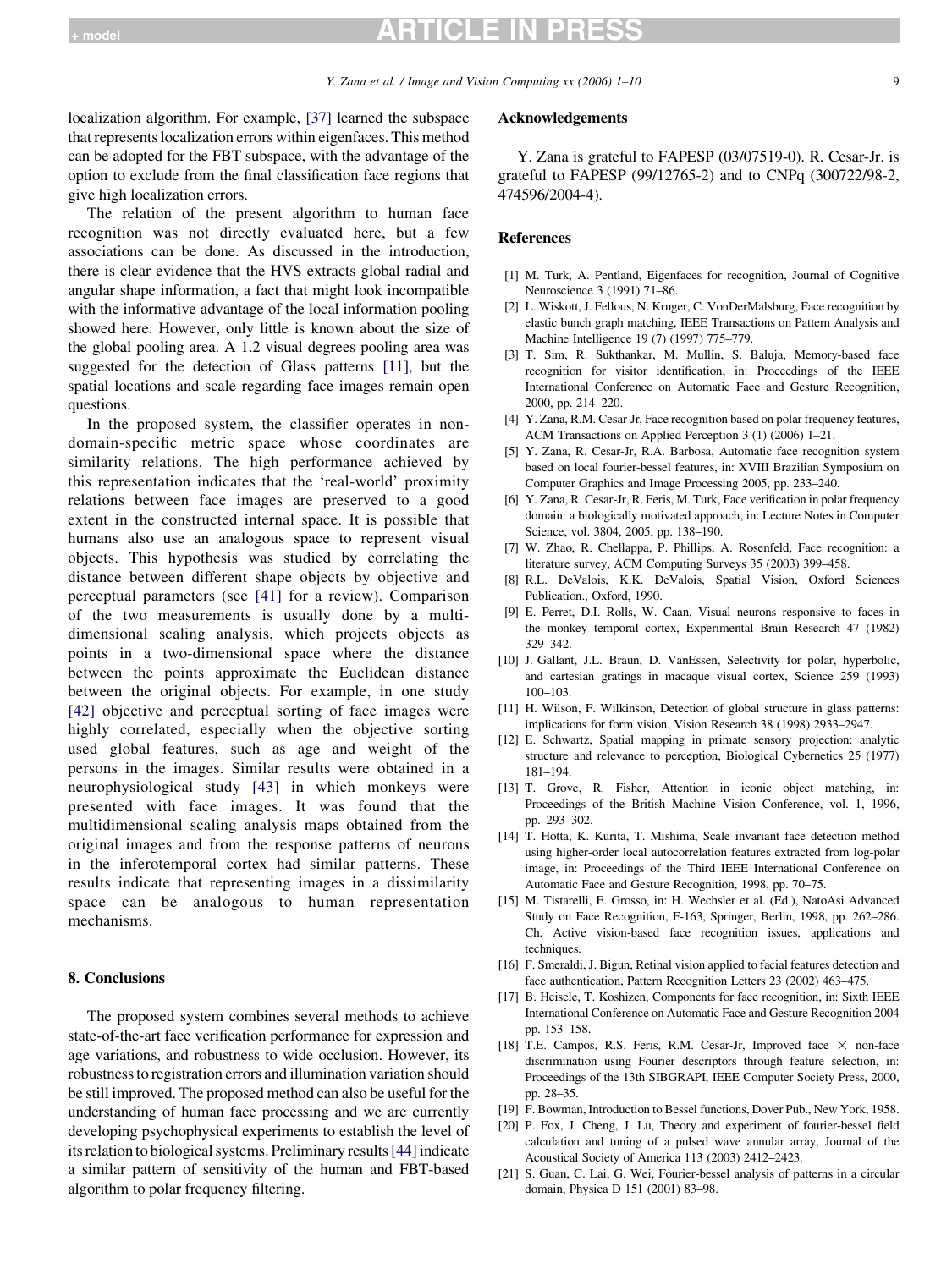localization algorithm. For example, [37] learned the subspace that represents localization errors within eigenfaces. This method can be adopted for the FBT subspace, with the advantage of the option to exclude from the final classification face regions that give high localization errors.

The relation of the present algorithm to human face recognition was not directly evaluated here, but a few associations can be done. As discussed in the introduction, there is clear evidence that the HVS extracts global radial and angular shape information, a fact that might look incompatible with the informative advantage of the local information pooling showed here. However, only little is known about the size of the global pooling area. A 1.2 visual degrees pooling area was suggested for the detection of Glass patterns [11], but the spatial locations and scale regarding face images remain open questions.

In the proposed system, the classifier operates in non-domain-specific metric space whose coordinates are similarity relations. The high performance achieved by this representation indicates that the 'real-world' proximity relations between face images are preserved to a good extent in the constructed internal space. It is possible that humans also use an analogous space to represent visual objects. This hypothesis was studied by correlating the distance between different shape objects by objective and perceptual parameters (see [41] for a review). Comparison of the two measurements is usually done by a multi-dimensional scaling analysis, which projects objects as points in a two-dimensional space where the distance between the points approximate the Euclidean distance between the original objects. For example, in one study [42] objective and perceptual sorting of face images were highly correlated, especially when the objective sorting used global features, such as age and weight of the persons in the images. Similar results were obtained in a neurophysiological study [43] in which monkeys were presented with face images. It was found that the multidimensional scaling analysis maps obtained from the original images and from the response patterns of neurons in the inferotemporal cortex had similar patterns. These results indicate that representing images in a dissimilarity space can be analogous to human representation mechanisms.

## 8. Conclusions

The proposed system combines several methods to achieve state-of-the-art face verification performance for expression and age variations, and robustness to wide occlusion. However, its robustness to registration errors and illumination variation should be still improved. The proposed method can also be useful for the understanding of human face processing and we are currently developing psychophysical experiments to establish the level of its relation to biological systems. Preliminary results [44] indicate a similar pattern of sensitivity of the human and FBT-based algorithm to polar frequency filtering.

## Acknowledgements

Y. Zana is grateful to FAPESP (03/07519-0). R. Cesar-Jr. is grateful to FAPESP (99/12765-2) and to CNPq (300722/98-2, 474596/2004-4).

## References

[1] M. Turk, A. Pentland, Eigenfaces for recognition, Journal of Cognitive Neuroscience 3 (1991) 71–86.

[2] L. Wiskott, J. Fellous, N. Kruger, C. VonDerMalsburg, Face recognition by elastic bunch graph matching, IEEE Transactions on Pattern Analysis and Machine Intelligence 19 (7) (1997) 775–779.

[3] T. Sim, R. Sukthankar, M. Mullin, S. Baluja, Memory-based face recognition for visitor identification, in: Proceedings of the IEEE International Conference on Automatic Face and Gesture Recognition, 2000, pp. 214–220.

[4] Y. Zana, R.M. Cesar-Jr, Face recognition based on polar frequency features, ACM Transactions on Applied Perception 3 (1) (2006) 1–21.

[5] Y. Zana, R. Cesar-Jr, R.A. Barbosa, Automatic face recognition system based on local fourier-bessel features, in: XVIII Brazilian Symposium on Computer Graphics and Image Processing 2005, pp. 233–240.

[6] Y. Zana, R. Cesar-Jr, R. Feris, M. Turk, Face verification in polar frequency domain: a biologically motivated approach, in: Lecture Notes in Computer Science, vol. 3804, 2005, pp. 138–190.

[7] W. Zhao, R. Chellappa, P. Phillips, A. Rosenfeld, Face recognition: a literature survey, ACM Computing Surveys 35 (2003) 399–458.

[8] R.L. DeValois, K.K. DeValois, Spatial Vision, Oxford Sciences Publication., Oxford, 1990.

[9] E. Perret, D.I. Rolls, W. Caan, Visual neurons responsive to faces in the monkey temporal cortex, Experimental Brain Research 47 (1982) 329–342.

[10] J. Gallant, J.L. Braun, D. VanEssen, Selectivity for polar, hyperbolic, and cartesian gratings in macaque visual cortex, Science 259 (1993) 100–103.

[11] H. Wilson, F. Wilkinson, Detection of global structure in glass patterns: implications for form vision, Vision Research 38 (1998) 2933–2947.

[12] E. Schwartz, Spatial mapping in primate sensory projection: analytic structure and relevance to perception, Biological Cybernetics 25 (1977) 181–194.

[13] T. Grove, R. Fisher, Attention in iconic object matching, in: Proceedings of the British Machine Vision Conference, vol. 1, 1996, pp. 293–302.

[14] T. Hotta, K. Kurita, T. Mishima, Scale invariant face detection method using higher-order local autocorrelation features extracted from log-polar image, in: Proceedings of the Third IEEE International Conference on Automatic Face and Gesture Recognition, 1998, pp. 70–75.

[15] M. Tistarelli, E. Grosso, in: H. Wechsler et al. (Ed.), NatoAsi Advanced Study on Face Recognition, F-163, Springer, Berlin, 1998, pp. 262–286. Ch. Active vision-based face recognition issues, applications and techniques.

[16] F. Smeraldi, J. Bigun, Retinal vision applied to facial features detection and face authentication, Pattern Recognition Letters 23 (2002) 463–475.

[17] B. Heisele, T. Koshizen, Components for face recognition, in: Sixth IEEE International Conference on Automatic Face and Gesture Recognition 2004 pp. 153–158.

[18] T.E. Campos, R.S. Feris, R.M. Cesar-Jr, Improved face × non-face discrimination using Fourier descriptors through feature selection, in: Proceedings of the 13th SIBGRAPI, IEEE Computer Society Press, 2000, pp. 28–35.

[19] F. Bowman, Introduction to Bessel functions, Dover Pub., New York, 1958.

[20] P. Fox, J. Cheng, J. Lu, Theory and experiment of fourier-bessel field calculation and tuning of a pulsed wave annular array, Journal of the Acoustical Society of America 113 (2003) 2412–2423.

[21] S. Guan, C. Lai, G. Wei, Fourier-bessel analysis of patterns in a circular domain, Physica D 151 (2001) 83–98.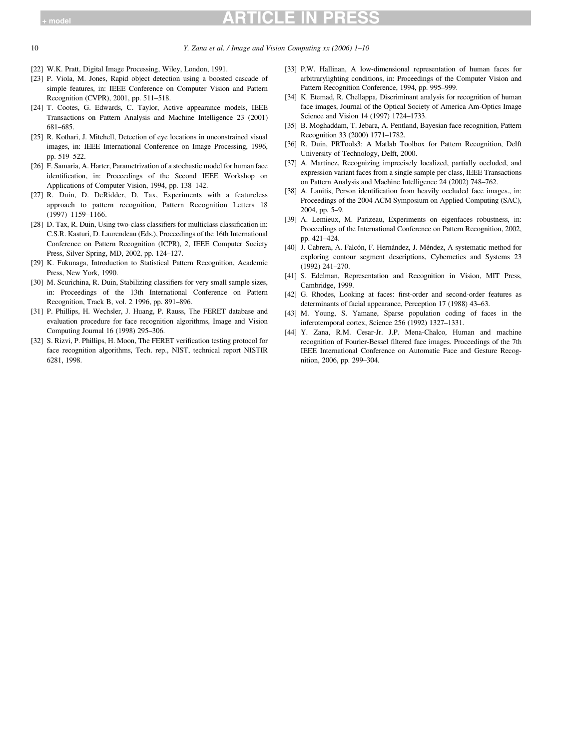[22] W.K. Pratt, Digital Image Processing, Wiley, London, 1991.

[23] P. Viola, M. Jones, Rapid object detection using a boosted cascade of simple features, in: IEEE Conference on Computer Vision and Pattern Recognition (CVPR), 2001, pp. 511–518.

[24] T. Cootes, G. Edwards, C. Taylor, Active appearance models, IEEE Transactions on Pattern Analysis and Machine Intelligence 23 (2001) 681–685.

[25] R. Kothari, J. Mitchell, Detection of eye locations in unconstrained visual images, in: IEEE International Conference on Image Processing, 1996, pp. 519–522.

[26] F. Samaria, A. Harter, Parametrization of a stochastic model for human face identification, in: Proceedings of the Second IEEE Workshop on Applications of Computer Vision, 1994, pp. 138–142.

[27] R. Duin, D. DeRidder, D. Tax, Experiments with a featureless approach to pattern recognition, Pattern Recognition Letters 18 (1997) 1159–1166.

[28] D. Tax, R. Duin, Using two-class classifiers for multiclass classification in: C.S.R. Kasturi, D. Laurendeau (Eds.), Proceedings of the 16th International Conference on Pattern Recognition (ICPR), 2, IEEE Computer Society Press, Silver Spring, MD, 2002, pp. 124–127.

[29] K. Fukunaga, Introduction to Statistical Pattern Recognition, Academic Press, New York, 1990.

[30] M. Scurichina, R. Duin, Stabilizing classifiers for very small sample sizes, in: Proceedings of the 13th International Conference on Pattern Recognition, Track B, vol. 2 1996, pp. 891–896.

[31] P. Phillips, H. Wechsler, J. Huang, P. Rauss, The FERET database and evaluation procedure for face recognition algorithms, Image and Vision Computing Journal 16 (1998) 295–306.

[32] S. Rizvi, P. Phillips, H. Moon, The FERET verification testing protocol for face recognition algorithms, Tech. rep., NIST, technical report NISTIR 6281, 1998.

[33] P.W. Hallinan, A low-dimensional representation of human faces for arbitrarylighting conditions, in: Proceedings of the Computer Vision and Pattern Recognition Conference, 1994, pp. 995–999.

[34] K. Etemad, R. Chellappa, Discriminant analysis for recognition of human face images, Journal of the Optical Society of America Am-Optics Image Science and Vision 14 (1997) 1724–1733.

[35] B. Moghaddam, T. Jebara, A. Pentland, Bayesian face recognition, Pattern Recognition 33 (2000) 1771–1782.

[36] R. Duin, PRTools3: A Matlab Toolbox for Pattern Recognition, Delft University of Technology, Delft, 2000.

[37] A. Martínez, Recognizing imprecisely localized, partially occluded, and expression variant faces from a single sample per class, IEEE Transactions on Pattern Analysis and Machine Intelligence 24 (2002) 748–762.

[38] A. Lanitis, Person identification from heavily occluded face images., in: Proceedings of the 2004 ACM Symposium on Applied Computing (SAC), 2004, pp. 5–9.

[39] A. Lemieux, M. Parizeau, Experiments on eigenfaces robustness, in: Proceedings of the International Conference on Pattern Recognition, 2002, pp. 421–424.

[40] J. Cabrera, A. Falcón, F. Hernández, J. Méndez, A systematic method for exploring contour segment descriptions, Cybernetics and Systems 23 (1992) 241–270.

[41] S. Edelman, Representation and Recognition in Vision, MIT Press, Cambridge, 1999.

[42] G. Rhodes, Looking at faces: first-order and second-order features as determinants of facial appearance, Perception 17 (1988) 43–63.

[43] M. Young, S. Yamane, Sparse population coding of faces in the inferotemporal cortex, Science 256 (1992) 1327–1331.

[44] Y. Zana, R.M. Cesar-Jr. J.P. Mena-Chalco, Human and machine recognition of Fourier-Bessel filtered face images. Proceedings of the 7th IEEE International Conference on Automatic Face and Gesture Recognition, 2006, pp. 299–304.